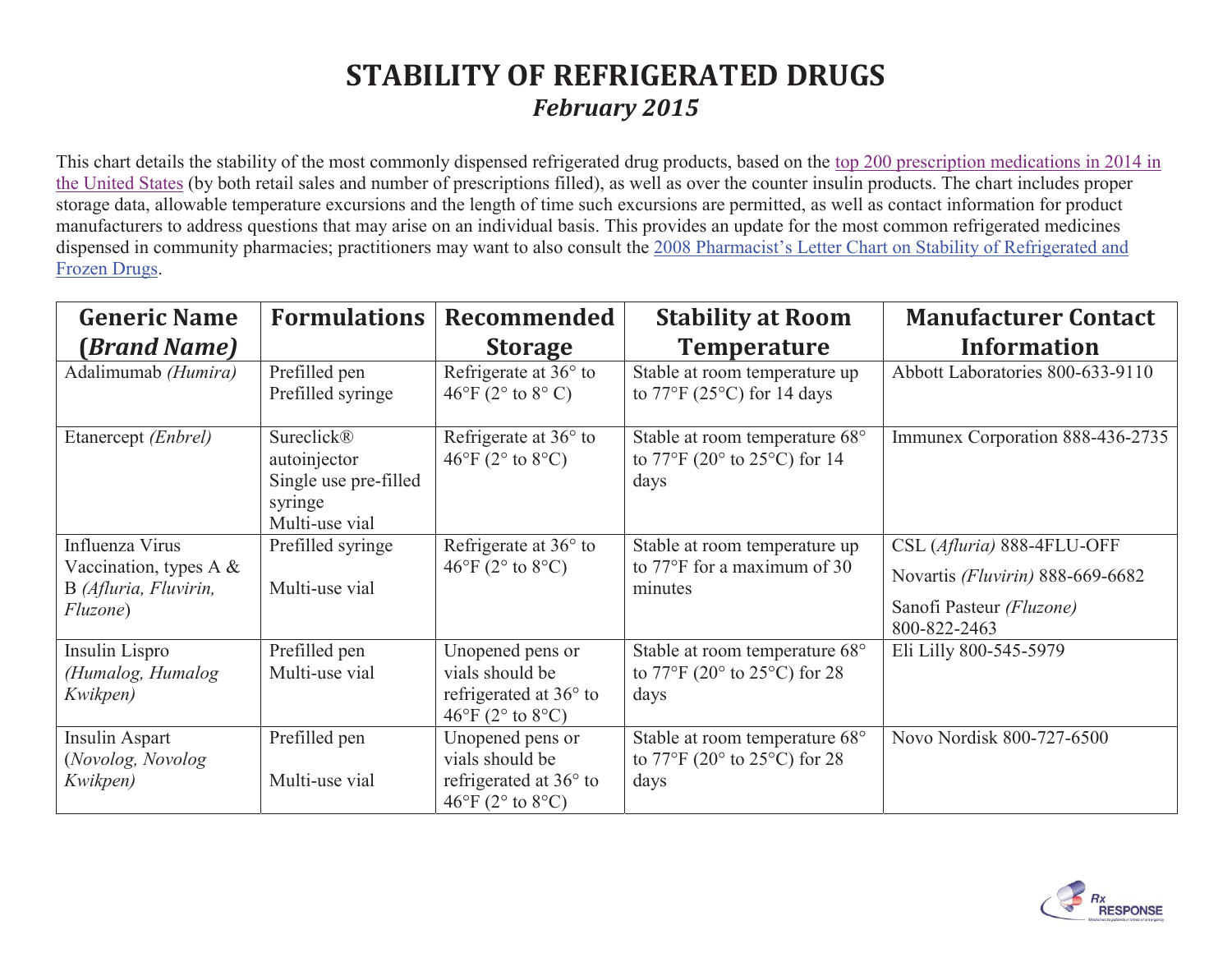# STABILITY OF REFRIGERATED DRUGS

## *February 2015*

This chart details the stability of the most commonly dispensed refrigerated drug products, based on the top 200 prescription medications in 2014 in the United States (by both retail sales and number of prescriptions filled), as well as over the counter insulin products. The chart includes proper storage data, allowable temperature excursions and the length of time such excursions are permitted, as well as contact information for product manufacturers to address questions that may arise on an individual basis. This provides an update for the most common refrigerated medicines dispensed in community pharmacies; practitioners may want to also consult the 2008 Pharmacist's Letter Chart on Stability of Refrigerated and Frozen Drugs.

| Generic Name (*Brand Name)* | Formulations | Recommended Storage | Stability at Room Temperature | Manufacturer Contact Information |
|---|---|---|---|---|
| Adalimumab *(Humira)* | Prefilled pen<br>Prefilled syringe | Refrigerate at 36° to 46°F (2° to 8° C) | Stable at room temperature up to 77°F (25°C) for 14 days | Abbott Laboratories 800-633-9110 |
| Etanercept *(Enbrel)* | Sureclick® autoinjector<br>Single use pre-filled syringe<br>Multi-use vial | Refrigerate at 36° to 46°F (2° to 8°C) | Stable at room temperature 68° to 77°F (20° to 25°C) for 14 days | Immunex Corporation 888-436-2735 |
| Influenza Virus Vaccination, types A & B *(Afluria, Fluvirin, Fluzone*) | Prefilled syringe<br><br>Multi-use vial | Refrigerate at 36° to 46°F (2° to 8°C) | Stable at room temperature up to 77°F for a maximum of 30 minutes | CSL (*Afluria)* 888-4FLU-OFF<br>Novartis *(Fluvirin)* 888-669-6682<br>Sanofi Pasteur *(Fluzone)* 800-822-2463 |
| Insulin Lispro *(Humalog, Humalog Kwikpen)* | Prefilled pen<br>Multi-use vial | Unopened pens or vials should be refrigerated at 36° to 46°F (2° to 8°C) | Stable at room temperature 68° to 77°F (20° to 25°C) for 28 days | Eli Lilly 800-545-5979 |
| Insulin Aspart (*Novolog, Novolog Kwikpen)* | Prefilled pen<br><br>Multi-use vial | Unopened pens or vials should be refrigerated at 36° to 46°F (2° to 8°C) | Stable at room temperature 68° to 77°F (20° to 25°C) for 28 days | Novo Nordisk 800-727-6500 |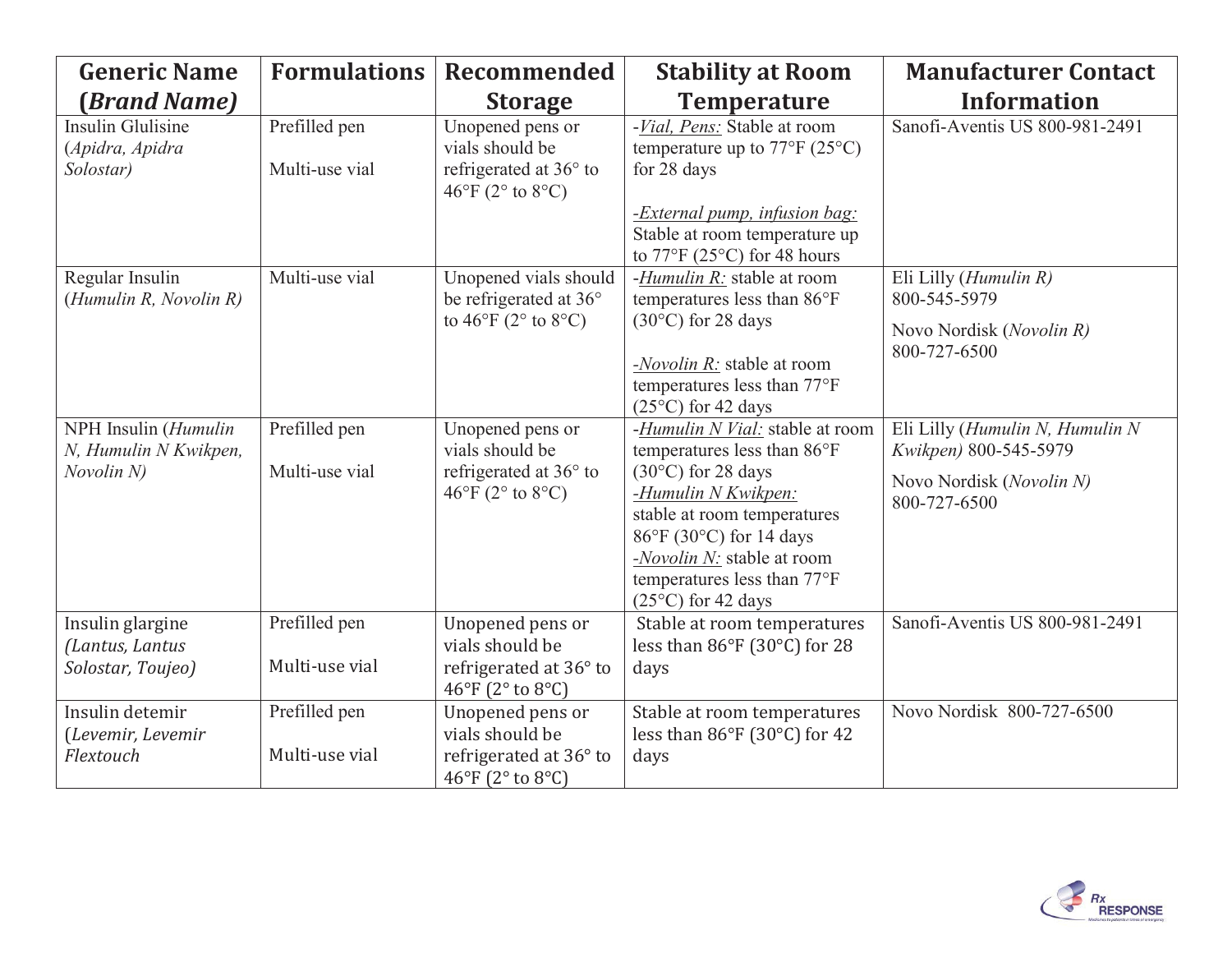| Generic Name (*Brand Name)* | Formulations | Recommended Storage | Stability at Room Temperature | Manufacturer Contact Information |
|---|---|---|---|---|
| Insulin Glulisine (*Apidra, Apidra Solostar)* | Prefilled pen<br><br>Multi-use vial | Unopened pens or vials should be refrigerated at 36° to 46°F (2° to 8°C) | -*Vial, Pens:* Stable at room temperature up to 77°F (25°C) for 28 days<br><br>-*External pump, infusion bag:* Stable at room temperature up to 77°F (25°C) for 48 hours | Sanofi-Aventis US 800-981-2491 |
| Regular Insulin (*Humulin R, Novolin R)* | Multi-use vial | Unopened vials should be refrigerated at 36° to 46°F (2° to 8°C) | -*Humulin R:* stable at room temperatures less than 86°F (30°C) for 28 days<br><br>-*Novolin R:* stable at room temperatures less than 77°F (25°C) for 42 days | Eli Lilly (*Humulin R)* 800-545-5979<br><br>Novo Nordisk (*Novolin R)* 800-727-6500 |
| NPH Insulin (*Humulin N, Humulin N Kwikpen, Novolin N)* | Prefilled pen<br><br>Multi-use vial | Unopened pens or vials should be refrigerated at 36° to 46°F (2° to 8°C) | -*Humulin N Vial:* stable at room temperatures less than 86°F (30°C) for 28 days<br>-*Humulin N Kwikpen:* stable at room temperatures 86°F (30°C) for 14 days<br>-*Novolin N:* stable at room temperatures less than 77°F (25°C) for 42 days | Eli Lilly (*Humulin N, Humulin N Kwikpen)* 800-545-5979<br><br>Novo Nordisk (*Novolin N)* 800-727-6500 |
| Insulin glargine *(Lantus, Lantus Solostar, Toujeo)* | Prefilled pen<br><br>Multi-use vial | Unopened pens or vials should be refrigerated at 36° to 46°F (2° to 8°C) | Stable at room temperatures less than 86°F (30°C) for 28 days | Sanofi-Aventis US 800-981-2491 |
| Insulin detemir (*Levemir, Levemir Flextouch* | Prefilled pen<br><br>Multi-use vial | Unopened pens or vials should be refrigerated at 36° to 46°F (2° to 8°C) | Stable at room temperatures less than 86°F (30°C) for 42 days | Novo Nordisk 800-727-6500 |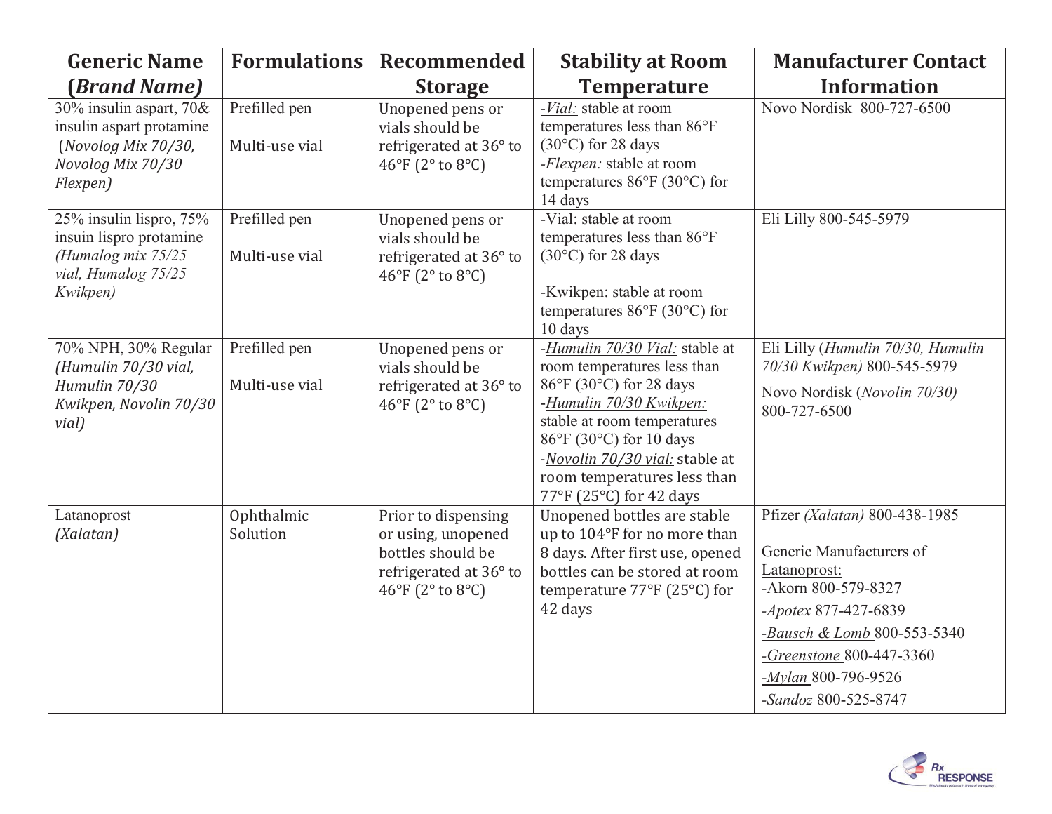| Generic Name (*Brand Name*) | Formulations | Recommended Storage | Stability at Room Temperature | Manufacturer Contact Information |
|---|---|---|---|---|
| 30% insulin aspart, 70& insulin aspart protamine (*Novolog Mix 70/30, Novolog Mix 70/30 Flexpen)* | Prefilled pen<br><br>Multi-use vial | Unopened pens or vials should be refrigerated at 36° to 46°F (2° to 8°C) | -*Vial:* stable at room temperatures less than 86°F (30°C) for 28 days<br>-*Flexpen:* stable at room temperatures 86°F (30°C) for 14 days | Novo Nordisk 800-727-6500 |
| 25% insulin lispro, 75% insuin lispro protamine *(Humalog mix 75/25 vial, Humalog 75/25 Kwikpen)* | Prefilled pen<br><br>Multi-use vial | Unopened pens or vials should be refrigerated at 36° to 46°F (2° to 8°C) | -Vial: stable at room temperatures less than 86°F (30°C) for 28 days<br><br>-Kwikpen: stable at room temperatures 86°F (30°C) for 10 days | Eli Lilly 800-545-5979 |
| 70% NPH, 30% Regular *(Humulin 70/30 vial, Humulin 70/30 Kwikpen, Novolin 70/30 vial)* | Prefilled pen<br><br>Multi-use vial | Unopened pens or vials should be refrigerated at 36° to 46°F (2° to 8°C) | -*Humulin 70/30 Vial:* stable at room temperatures less than 86°F (30°C) for 28 days<br>-*Humulin 70/30 Kwikpen:* stable at room temperatures 86°F (30°C) for 10 days<br>-*Novolin 70/30 vial:* stable at room temperatures less than 77°F (25°C) for 42 days | Eli Lilly (*Humulin 70/30, Humulin 70/30 Kwikpen)* 800-545-5979<br>Novo Nordisk (*Novolin 70/30)* 800-727-6500 |
| Latanoprost *(Xalatan)* | Ophthalmic Solution | Prior to dispensing or using, unopened bottles should be refrigerated at 36° to 46°F (2° to 8°C) | Unopened bottles are stable up to 104°F for no more than 8 days. After first use, opened bottles can be stored at room temperature 77°F (25°C) for 42 days | Pfizer *(Xalatan)* 800-438-1985<br><br>Generic Manufacturers of Latanoprost:<br>-Akorn 800-579-8327<br>-*Apotex* 877-427-6839<br>-*Bausch & Lomb* 800-553-5340<br>-*Greenstone* 800-447-3360<br>-*Mylan* 800-796-9526<br>-*Sandoz* 800-525-8747 |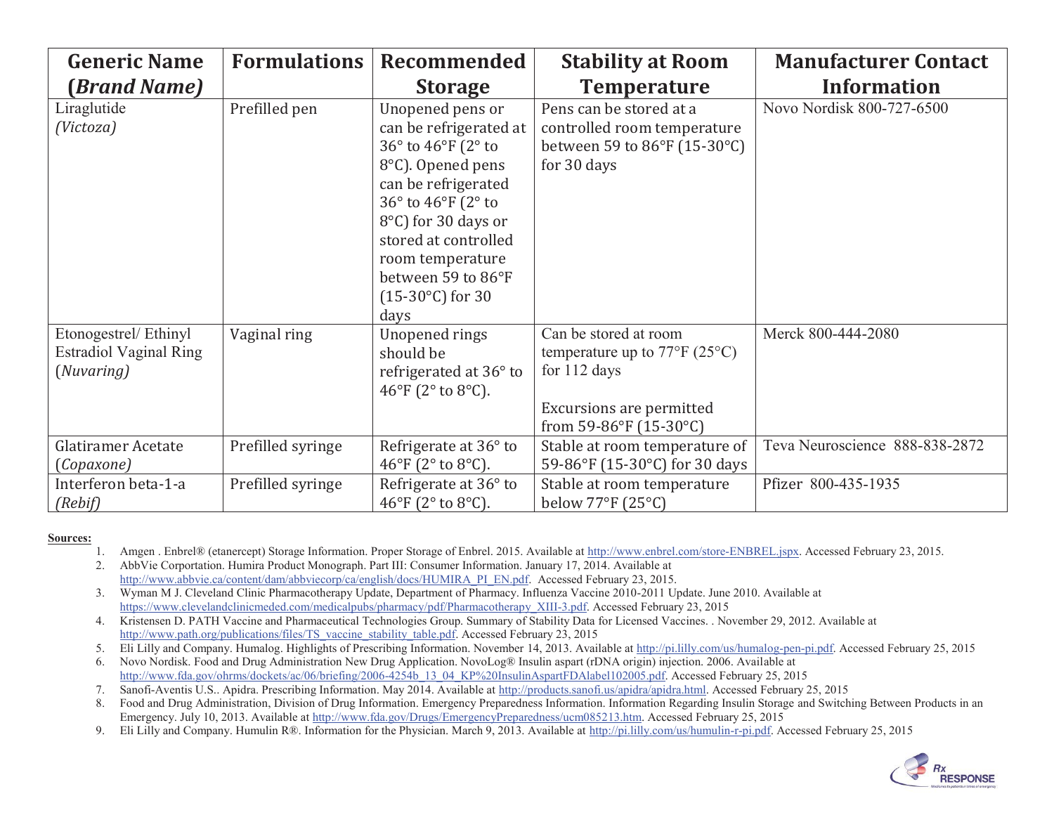| Generic Name (*Brand Name)* | Formulations | Recommended Storage | Stability at Room Temperature | Manufacturer Contact Information |
|---|---|---|---|---|
| Liraglutide *(Victoza)* | Prefilled pen | Unopened pens or can be refrigerated at 36° to 46°F (2° to 8°C). Opened pens can be refrigerated 36° to 46°F (2° to 8°C) for 30 days or stored at controlled room temperature between 59 to 86°F (15-30°C) for 30 days | Pens can be stored at a controlled room temperature between 59 to 86°F (15-30°C) for 30 days | Novo Nordisk 800-727-6500 |
| Etonogestrel/ Ethinyl Estradiol Vaginal Ring (*Nuvaring)* | Vaginal ring | Unopened rings should be refrigerated at 36° to 46°F (2° to 8°C). | Can be stored at room temperature up to 77°F (25°C) for 112 days<br><br>Excursions are permitted from 59-86°F (15-30°C) | Merck 800-444-2080 |
| Glatiramer Acetate (*Copaxone)* | Prefilled syringe | Refrigerate at 36° to 46°F (2° to 8°C). | Stable at room temperature of 59-86°F (15-30°C) for 30 days | Teva Neuroscience 888-838-2872 |
| Interferon beta-1-a *(Rebif)* | Prefilled syringe | Refrigerate at 36° to 46°F (2° to 8°C). | Stable at room temperature below 77°F (25°C) | Pfizer 800-435-1935 |

**Sources:**

1. Amgen . Enbrel® (etanercept) Storage Information. Proper Storage of Enbrel. 2015. Available at http://www.enbrel.com/store-ENBREL.jspx. Accessed February 23, 2015.
2. AbbVie Corportation. Humira Product Monograph. Part III: Consumer Information. January 17, 2014. Available at http://www.abbvie.ca/content/dam/abbviecorp/ca/english/docs/HUMIRA_PI_EN.pdf. Accessed February 23, 2015.
3. Wyman M J. Cleveland Clinic Pharmacotherapy Update, Department of Pharmacy. Influenza Vaccine 2010-2011 Update. June 2010. Available at https://www.clevelandclinicmeded.com/medicalpubs/pharmacy/pdf/Pharmacotherapy_XIII-3.pdf. Accessed February 23, 2015
4. Kristensen D. PATH Vaccine and Pharmaceutical Technologies Group. Summary of Stability Data for Licensed Vaccines. . November 29, 2012. Available at http://www.path.org/publications/files/TS_vaccine_stability_table.pdf. Accessed February 23, 2015
5. Eli Lilly and Company. Humalog. Highlights of Prescribing Information. November 14, 2013. Available at http://pi.lilly.com/us/humalog-pen-pi.pdf. Accessed February 25, 2015
6. Novo Nordisk. Food and Drug Administration New Drug Application. NovoLog® Insulin aspart (rDNA origin) injection. 2006. Available at http://www.fda.gov/ohrms/dockets/ac/06/briefing/2006-4254b_13_04_KP%20InsulinAspartFDAlabel102005.pdf. Accessed February 25, 2015
7. Sanofi-Aventis U.S.. Apidra. Prescribing Information. May 2014. Available at http://products.sanofi.us/apidra/apidra.html. Accessed February 25, 2015
8. Food and Drug Administration, Division of Drug Information. Emergency Preparedness Information. Information Regarding Insulin Storage and Switching Between Products in an Emergency. July 10, 2013. Available at http://www.fda.gov/Drugs/EmergencyPreparedness/ucm085213.htm. Accessed February 25, 2015
9. Eli Lilly and Company. Humulin R®. Information for the Physician. March 9, 2013. Available at http://pi.lilly.com/us/humulin-r-pi.pdf. Accessed February 25, 2015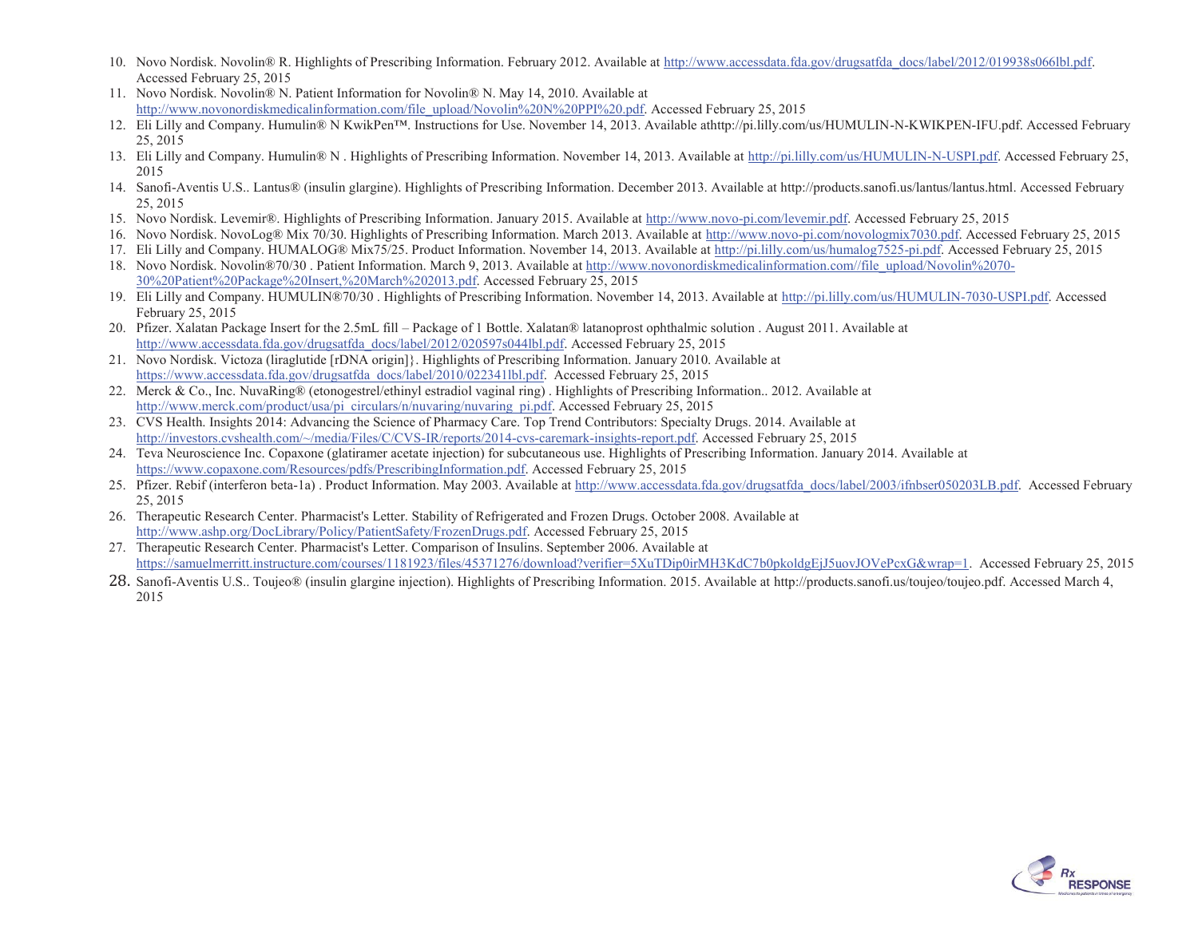10. Novo Nordisk. Novolin® R. Highlights of Prescribing Information. February 2012. Available at http://www.accessdata.fda.gov/drugsatfda_docs/label/2012/019938s066lbl.pdf. Accessed February 25, 2015
11. Novo Nordisk. Novolin® N. Patient Information for Novolin® N. May 14, 2010. Available at http://www.novonordiskmedicalinformation.com/file_upload/Novolin%20N%20PPI%20.pdf. Accessed February 25, 2015
12. Eli Lilly and Company. Humulin® N KwikPen™. Instructions for Use. November 14, 2013. Available athttp://pi.lilly.com/us/HUMULIN-N-KWIKPEN-IFU.pdf. Accessed February 25, 2015
13. Eli Lilly and Company. Humulin® N . Highlights of Prescribing Information. November 14, 2013. Available at http://pi.lilly.com/us/HUMULIN-N-USPI.pdf. Accessed February 25, 2015
14. Sanofi-Aventis U.S.. Lantus® (insulin glargine). Highlights of Prescribing Information. December 2013. Available at http://products.sanofi.us/lantus/lantus.html. Accessed February 25, 2015
15. Novo Nordisk. Levemir®. Highlights of Prescribing Information. January 2015. Available at http://www.novo-pi.com/levemir.pdf. Accessed February 25, 2015
16. Novo Nordisk. NovoLog® Mix 70/30. Highlights of Prescribing Information. March 2013. Available at http://www.novo-pi.com/novologmix7030.pdf. Accessed February 25, 2015
17. Eli Lilly and Company. HUMALOG® Mix75/25. Product Information. November 14, 2013. Available at http://pi.lilly.com/us/humalog7525-pi.pdf. Accessed February 25, 2015
18. Novo Nordisk. Novolin®70/30 . Patient Information. March 9, 2013. Available at http://www.novonordiskmedicalinformation.com//file_upload/Novolin%2070-30%20Patient%20Package%20Insert,%20March%202013.pdf. Accessed February 25, 2015
19. Eli Lilly and Company. HUMULIN®70/30 . Highlights of Prescribing Information. November 14, 2013. Available at http://pi.lilly.com/us/HUMULIN-7030-USPI.pdf. Accessed February 25, 2015
20. Pfizer. Xalatan Package Insert for the 2.5mL fill – Package of 1 Bottle. Xalatan® latanoprost ophthalmic solution . August 2011. Available at http://www.accessdata.fda.gov/drugsatfda_docs/label/2012/020597s044lbl.pdf. Accessed February 25, 2015
21. Novo Nordisk. Victoza (liraglutide [rDNA origin]}. Highlights of Prescribing Information. January 2010. Available at https://www.accessdata.fda.gov/drugsatfda_docs/label/2010/022341lbl.pdf. Accessed February 25, 2015
22. Merck & Co., Inc. NuvaRing® (etonogestrel/ethinyl estradiol vaginal ring) . Highlights of Prescribing Information.. 2012. Available at http://www.merck.com/product/usa/pi_circulars/n/nuvaring/nuvaring_pi.pdf. Accessed February 25, 2015
23. CVS Health. Insights 2014: Advancing the Science of Pharmacy Care. Top Trend Contributors: Specialty Drugs. 2014. Available at http://investors.cvshealth.com/~/media/Files/C/CVS-IR/reports/2014-cvs-caremark-insights-report.pdf. Accessed February 25, 2015
24. Teva Neuroscience Inc. Copaxone (glatiramer acetate injection) for subcutaneous use. Highlights of Prescribing Information. January 2014. Available at https://www.copaxone.com/Resources/pdfs/PrescribingInformation.pdf. Accessed February 25, 2015
25. Pfizer. Rebif (interferon beta-1a) . Product Information. May 2003. Available at http://www.accessdata.fda.gov/drugsatfda_docs/label/2003/ifnbser050203LB.pdf. Accessed February 25, 2015
26. Therapeutic Research Center. Pharmacist's Letter. Stability of Refrigerated and Frozen Drugs. October 2008. Available at http://www.ashp.org/DocLibrary/Policy/PatientSafety/FrozenDrugs.pdf. Accessed February 25, 2015
27. Therapeutic Research Center. Pharmacist's Letter. Comparison of Insulins. September 2006. Available at https://samuelmerritt.instructure.com/courses/1181923/files/45371276/download?verifier=5XuTDip0irMH3KdC7b0pkoldgEjJ5uovJOVePcxG&wrap=1. Accessed February 25, 2015
28. Sanofi-Aventis U.S.. Toujeo® (insulin glargine injection). Highlights of Prescribing Information. 2015. Available at http://products.sanofi.us/toujeo/toujeo.pdf. Accessed March 4, 2015